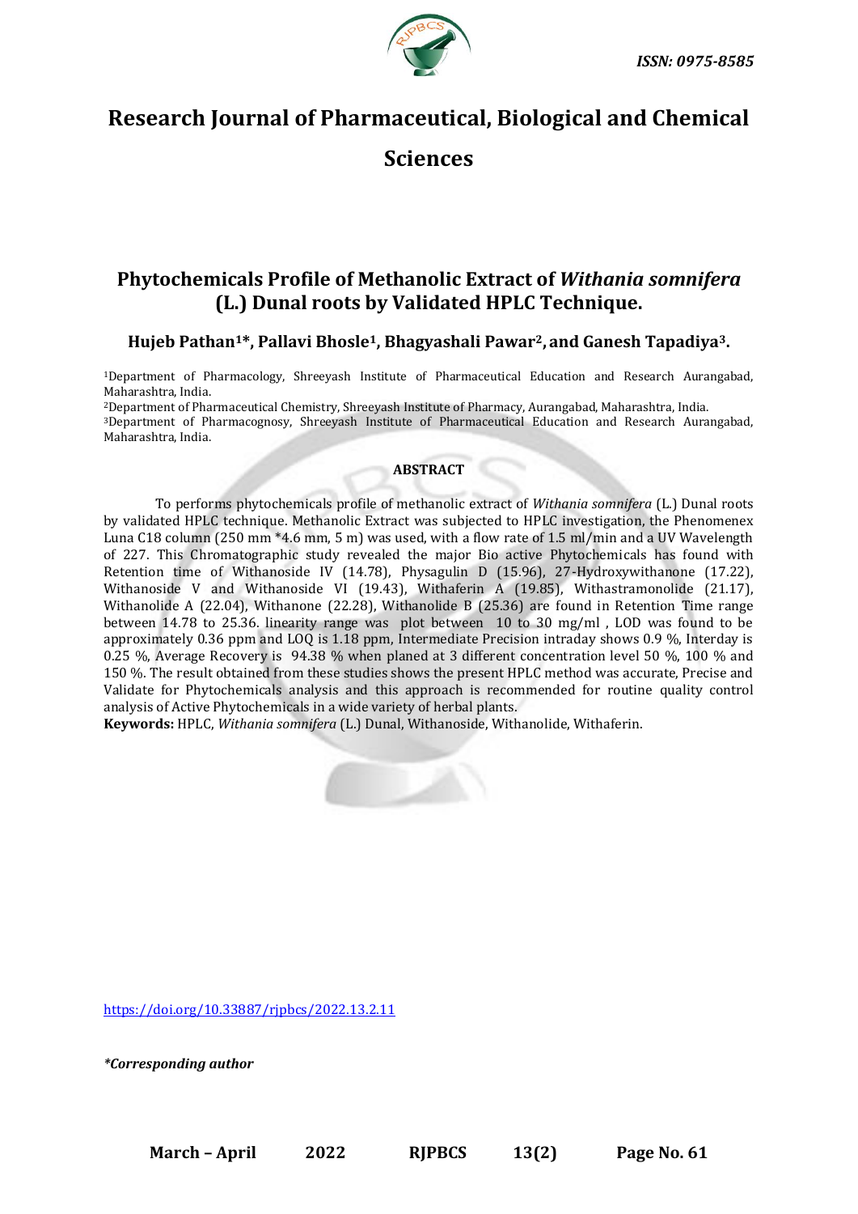ISSN: 0975-8585

# Research Journal of Pharmaceutical, Biological and Chemical Sciences

## Phytochemicals Profile of Methanolic Extract of *Withania somnifera* (L.) Dunal roots by Validated HPLC Technique.

**Hujeb Pathan[1]*, Pallavi Bhosle[1], Bhagyashali Pawar[2], and Ganesh Tapadiya[3].**

[1]Department of Pharmacology, Shreeyash Institute of Pharmaceutical Education and Research Aurangabad, Maharashtra, India.
[2]Department of Pharmaceutical Chemistry, Shreeyash Institute of Pharmacy, Aurangabad, Maharashtra, India.
[3]Department of Pharmacognosy, Shreeyash Institute of Pharmaceutical Education and Research Aurangabad, Maharashtra, India.

### ABSTRACT

To performs phytochemicals profile of methanolic extract of *Withania somnifera* (L.) Dunal roots by validated HPLC technique. Methanolic Extract was subjected to HPLC investigation, the Phenomenex Luna C18 column (250 mm *4.6 mm, 5 m) was used, with a flow rate of 1.5 ml/min and a UV Wavelength of 227. This Chromatographic study revealed the major Bio active Phytochemicals has found with Retention time of Withanoside IV (14.78), Physagulin D (15.96), 27-Hydroxywithanone (17.22), Withanoside V and Withanoside VI (19.43), Withaferin A (19.85), Withastramonolide (21.17), Withanolide A (22.04), Withanone (22.28), Withanolide B (25.36) are found in Retention Time range between 14.78 to 25.36. linearity range was plot between 10 to 30 mg/ml , LOD was found to be approximately 0.36 ppm and LOQ is 1.18 ppm, Intermediate Precision intraday shows 0.9 %, Interday is 0.25 %, Average Recovery is 94.38 % when planed at 3 different concentration level 50 %, 100 % and 150 %. The result obtained from these studies shows the present HPLC method was accurate, Precise and Validate for Phytochemicals analysis and this approach is recommended for routine quality control analysis of Active Phytochemicals in a wide variety of herbal plants.

**Keywords:** HPLC, *Withania somnifera* (L.) Dunal, Withanoside, Withanolide, Withaferin.

https://doi.org/10.33887/rjpbcs/2022.13.2.11

*\*Corresponding author*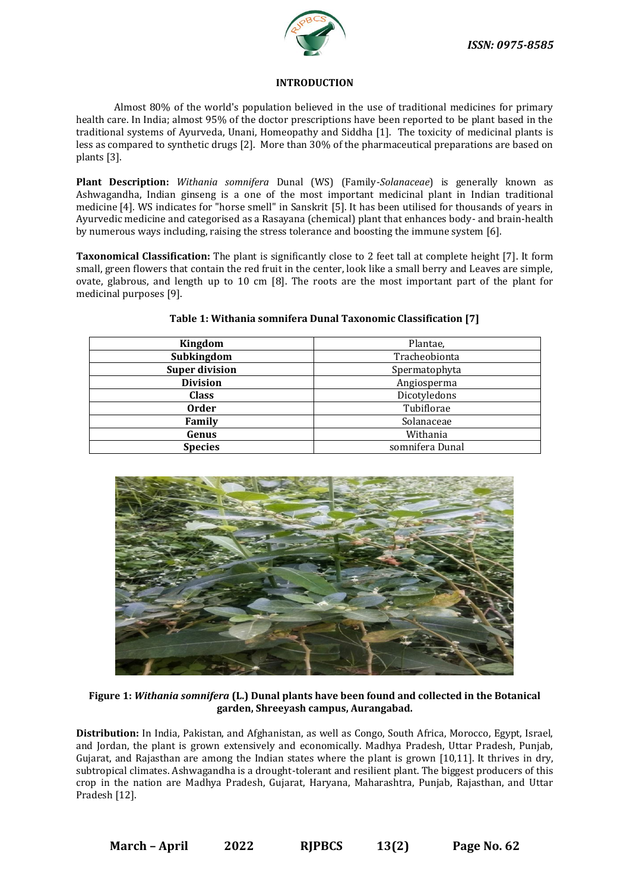## INTRODUCTION

Almost 80% of the world's population believed in the use of traditional medicines for primary health care. In India; almost 95% of the doctor prescriptions have been reported to be plant based in the traditional systems of Ayurveda, Unani, Homeopathy and Siddha [1]. The toxicity of medicinal plants is less as compared to synthetic drugs [2]. More than 30% of the pharmaceutical preparations are based on plants [3].

**Plant Description:** *Withania somnifera* Dunal (WS) (Family-*Solanaceae*) is generally known as Ashwagandha, Indian ginseng is a one of the most important medicinal plant in Indian traditional medicine [4]. WS indicates for "horse smell" in Sanskrit [5]. It has been utilised for thousands of years in Ayurvedic medicine and categorised as a Rasayana (chemical) plant that enhances body- and brain-health by numerous ways including, raising the stress tolerance and boosting the immune system [6].

**Taxonomical Classification:** The plant is significantly close to 2 feet tall at complete height [7]. It form small, green flowers that contain the red fruit in the center, look like a small berry and Leaves are simple, ovate, glabrous, and length up to 10 cm [8]. The roots are the most important part of the plant for medicinal purposes [9].

**Table 1: Withania somnifera Dunal Taxonomic Classification [7]**

| | |
|---|---|
| **Kingdom** | Plantae, |
| **Subkingdom** | Tracheobionta |
| **Super division** | Spermatophyta |
| **Division** | Angiosperma |
| **Class** | Dicotyledons |
| **Order** | Tubiflorae |
| **Family** | Solanaceae |
| **Genus** | Withania |
| **Species** | somnifera Dunal |

**Figure 1:** ***Withania somnifera*** **(L.) Dunal plants have been found and collected in the Botanical garden, Shreeyash campus, Aurangabad.**

**Distribution:** In India, Pakistan, and Afghanistan, as well as Congo, South Africa, Morocco, Egypt, Israel, and Jordan, the plant is grown extensively and economically. Madhya Pradesh, Uttar Pradesh, Punjab, Gujarat, and Rajasthan are among the Indian states where the plant is grown [10,11]. It thrives in dry, subtropical climates. Ashwagandha is a drought-tolerant and resilient plant. The biggest producers of this crop in the nation are Madhya Pradesh, Gujarat, Haryana, Maharashtra, Punjab, Rajasthan, and Uttar Pradesh [12].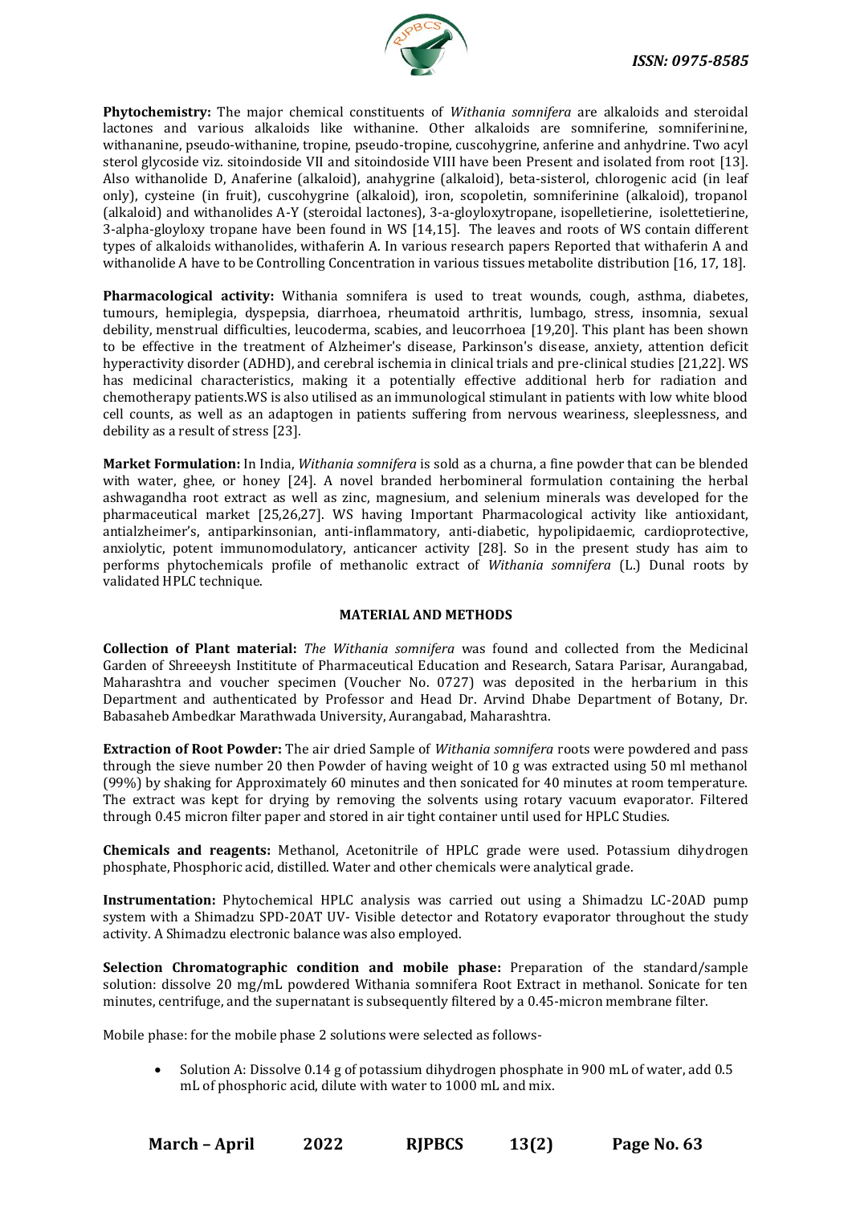**Phytochemistry:** The major chemical constituents of *Withania somnifera* are alkaloids and steroidal lactones and various alkaloids like withanine. Other alkaloids are somniferine, somniferinine, withananine, pseudo-withanine, tropine, pseudo-tropine, cuscohygrine, anferine and anhydrine. Two acyl sterol glycoside viz. sitoindoside VII and sitoindoside VIII have been Present and isolated from root [13]. Also withanolide D, Anaferine (alkaloid), anahygrine (alkaloid), beta-sisterol, chlorogenic acid (in leaf only), cysteine (in fruit), cuscohygrine (alkaloid), iron, scopoletin, somniferinine (alkaloid), tropanol (alkaloid) and withanolides A-Y (steroidal lactones), 3-a-gloyloxytropane, isopelletierine, isolettetierine, 3-alpha-gloyloxy tropane have been found in WS [14,15]. The leaves and roots of WS contain different types of alkaloids withanolides, withaferin A. In various research papers Reported that withaferin A and withanolide A have to be Controlling Concentration in various tissues metabolite distribution [16, 17, 18].

**Pharmacological activity:** Withania somnifera is used to treat wounds, cough, asthma, diabetes, tumours, hemiplegia, dyspepsia, diarrhoea, rheumatoid arthritis, lumbago, stress, insomnia, sexual debility, menstrual difficulties, leucoderma, scabies, and leucorrhoea [19,20]. This plant has been shown to be effective in the treatment of Alzheimer's disease, Parkinson's disease, anxiety, attention deficit hyperactivity disorder (ADHD), and cerebral ischemia in clinical trials and pre-clinical studies [21,22]. WS has medicinal characteristics, making it a potentially effective additional herb for radiation and chemotherapy patients.WS is also utilised as an immunological stimulant in patients with low white blood cell counts, as well as an adaptogen in patients suffering from nervous weariness, sleeplessness, and debility as a result of stress [23].

**Market Formulation:** In India, *Withania somnifera* is sold as a churna, a fine powder that can be blended with water, ghee, or honey [24]. A novel branded herbomineral formulation containing the herbal ashwagandha root extract as well as zinc, magnesium, and selenium minerals was developed for the pharmaceutical market [25,26,27]. WS having Important Pharmacological activity like antioxidant, antialzheimer's, antiparkinsonian, anti-inflammatory, anti-diabetic, hypolipidaemic, cardioprotective, anxiolytic, potent immunomodulatory, anticancer activity [28]. So in the present study has aim to performs phytochemicals profile of methanolic extract of *Withania somnifera* (L.) Dunal roots by validated HPLC technique.

## MATERIAL AND METHODS

**Collection of Plant material:** *The Withania somnifera* was found and collected from the Medicinal Garden of Shreeeysh Instititute of Pharmaceutical Education and Research, Satara Parisar, Aurangabad, Maharashtra and voucher specimen (Voucher No. 0727) was deposited in the herbarium in this Department and authenticated by Professor and Head Dr. Arvind Dhabe Department of Botany, Dr. Babasaheb Ambedkar Marathwada University, Aurangabad, Maharashtra.

**Extraction of Root Powder:** The air dried Sample of *Withania somnifera* roots were powdered and pass through the sieve number 20 then Powder of having weight of 10 g was extracted using 50 ml methanol (99%) by shaking for Approximately 60 minutes and then sonicated for 40 minutes at room temperature. The extract was kept for drying by removing the solvents using rotary vacuum evaporator. Filtered through 0.45 micron filter paper and stored in air tight container until used for HPLC Studies.

**Chemicals and reagents:** Methanol, Acetonitrile of HPLC grade were used. Potassium dihydrogen phosphate, Phosphoric acid, distilled. Water and other chemicals were analytical grade.

**Instrumentation:** Phytochemical HPLC analysis was carried out using a Shimadzu LC-20AD pump system with a Shimadzu SPD-20AT UV- Visible detector and Rotatory evaporator throughout the study activity. A Shimadzu electronic balance was also employed.

**Selection Chromatographic condition and mobile phase:** Preparation of the standard/sample solution: dissolve 20 mg/mL powdered Withania somnifera Root Extract in methanol. Sonicate for ten minutes, centrifuge, and the supernatant is subsequently filtered by a 0.45-micron membrane filter.

Mobile phase: for the mobile phase 2 solutions were selected as follows-

- Solution A: Dissolve 0.14 g of potassium dihydrogen phosphate in 900 mL of water, add 0.5 mL of phosphoric acid, dilute with water to 1000 mL and mix.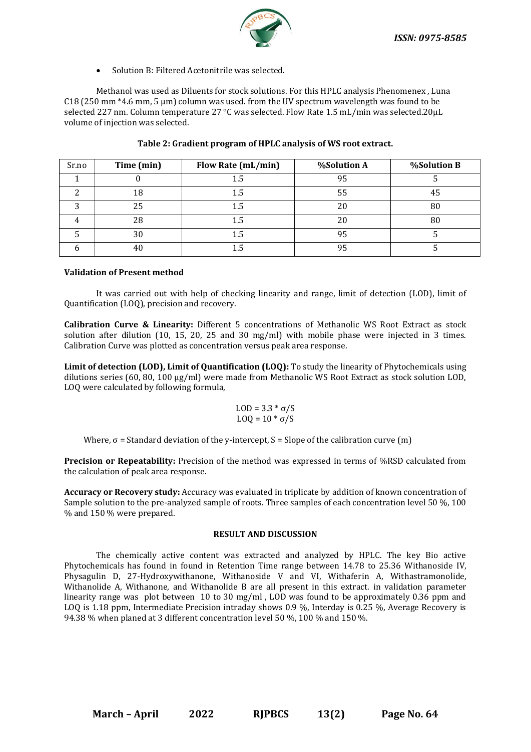- Solution B: Filtered Acetonitrile was selected.

Methanol was used as Diluents for stock solutions. For this HPLC analysis Phenomenex , Luna C18 (250 mm *4.6 mm, 5 µm) column was used. from the UV spectrum wavelength was found to be selected 227 nm. Column temperature 27 °C was selected. Flow Rate 1.5 mL/min was selected.20µL volume of injection was selected.

**Table 2: Gradient program of HPLC analysis of WS root extract.**

| Sr.no | Time (min) | Flow Rate (mL/min) | %Solution A | %Solution B |
|---|---|---|---|---|
| 1 | 0 | 1.5 | 95 | 5 |
| 2 | 18 | 1.5 | 55 | 45 |
| 3 | 25 | 1.5 | 20 | 80 |
| 4 | 28 | 1.5 | 20 | 80 |
| 5 | 30 | 1.5 | 95 | 5 |
| 6 | 40 | 1.5 | 95 | 5 |

**Validation of Present method**

It was carried out with help of checking linearity and range, limit of detection (LOD), limit of Quantification (LOQ), precision and recovery.

**Calibration Curve & Linearity:** Different 5 concentrations of Methanolic WS Root Extract as stock solution after dilution (10, 15, 20, 25 and 30 mg/ml) with mobile phase were injected in 3 times. Calibration Curve was plotted as concentration versus peak area response.

**Limit of detection (LOD), Limit of Quantification (LOQ):** To study the linearity of Phytochemicals using dilutions series (60, 80, 100 µg/ml) were made from Methanolic WS Root Extract as stock solution LOD, LOQ were calculated by following formula,

$$LOD = 3.3 * \sigma/S$$
$$LOQ = 10 * \sigma/S$$

Where, $\sigma$ = Standard deviation of the y-intercept, S = Slope of the calibration curve (m)

**Precision or Repeatability:** Precision of the method was expressed in terms of %RSD calculated from the calculation of peak area response.

**Accuracy or Recovery study:** Accuracy was evaluated in triplicate by addition of known concentration of Sample solution to the pre-analyzed sample of roots. Three samples of each concentration level 50 %, 100 % and 150 % were prepared.

## RESULT AND DISCUSSION

The chemically active content was extracted and analyzed by HPLC. The key Bio active Phytochemicals has found in found in Retention Time range between 14.78 to 25.36 Withanoside IV, Physagulin D, 27-Hydroxywithanone, Withanoside V and VI, Withaferin A, Withastramonolide, Withanolide A, Withanone, and Withanolide B are all present in this extract. in validation parameter linearity range was plot between 10 to 30 mg/ml , LOD was found to be approximately 0.36 ppm and LOQ is 1.18 ppm, Intermediate Precision intraday shows 0.9 %, Interday is 0.25 %, Average Recovery is 94.38 % when planed at 3 different concentration level 50 %, 100 % and 150 %.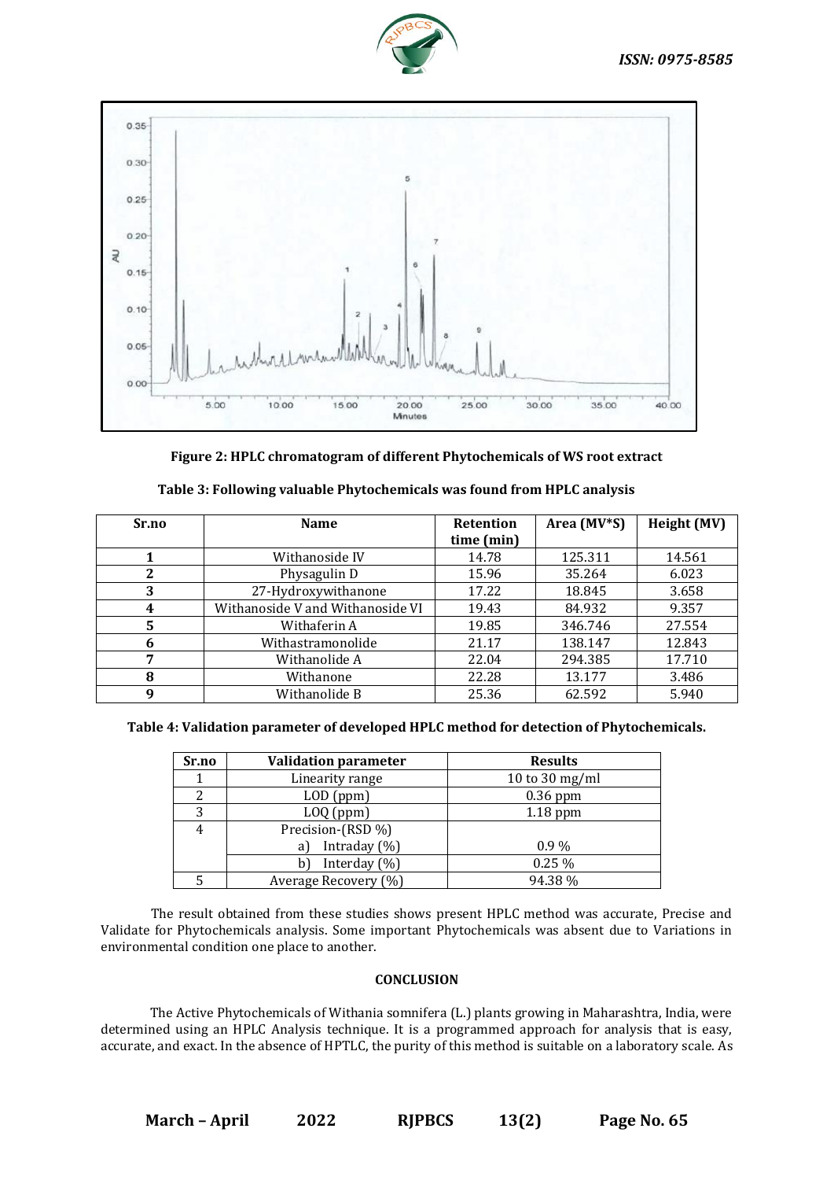**Figure 2: HPLC chromatogram of different Phytochemicals of WS root extract**

**Table 3: Following valuable Phytochemicals was found from HPLC analysis**

| Sr.no | Name | Retention time (min) | Area (MV*S) | Height (MV) |
|---|---|---|---|---|
| 1 | Withanoside IV | 14.78 | 125.311 | 14.561 |
| 2 | Physagulin D | 15.96 | 35.264 | 6.023 |
| 3 | 27-Hydroxywithanone | 17.22 | 18.845 | 3.658 |
| 4 | Withanoside V and Withanoside VI | 19.43 | 84.932 | 9.357 |
| 5 | Withaferin A | 19.85 | 346.746 | 27.554 |
| 6 | Withastramonolide | 21.17 | 138.147 | 12.843 |
| 7 | Withanolide A | 22.04 | 294.385 | 17.710 |
| 8 | Withanone | 22.28 | 13.177 | 3.486 |
| 9 | Withanolide B | 25.36 | 62.592 | 5.940 |

**Table 4: Validation parameter of developed HPLC method for detection of Phytochemicals.**

| Sr.no | Validation parameter | Results |
|---|---|---|
| 1 | Linearity range | 10 to 30 mg/ml |
| 2 | LOD (ppm) | 0.36 ppm |
| 3 | LOQ (ppm) | 1.18 ppm |
| 4 | Precision-(RSD %) | |
| | a) Intraday (%) | 0.9 % |
| | b) Interday (%) | 0.25 % |
| 5 | Average Recovery (%) | 94.38 % |

The result obtained from these studies shows present HPLC method was accurate, Precise and Validate for Phytochemicals analysis. Some important Phytochemicals was absent due to Variations in environmental condition one place to another.

## CONCLUSION

The Active Phytochemicals of Withania somnifera (L.) plants growing in Maharashtra, India, were determined using an HPLC Analysis technique. It is a programmed approach for analysis that is easy, accurate, and exact. In the absence of HPTLC, the purity of this method is suitable on a laboratory scale. As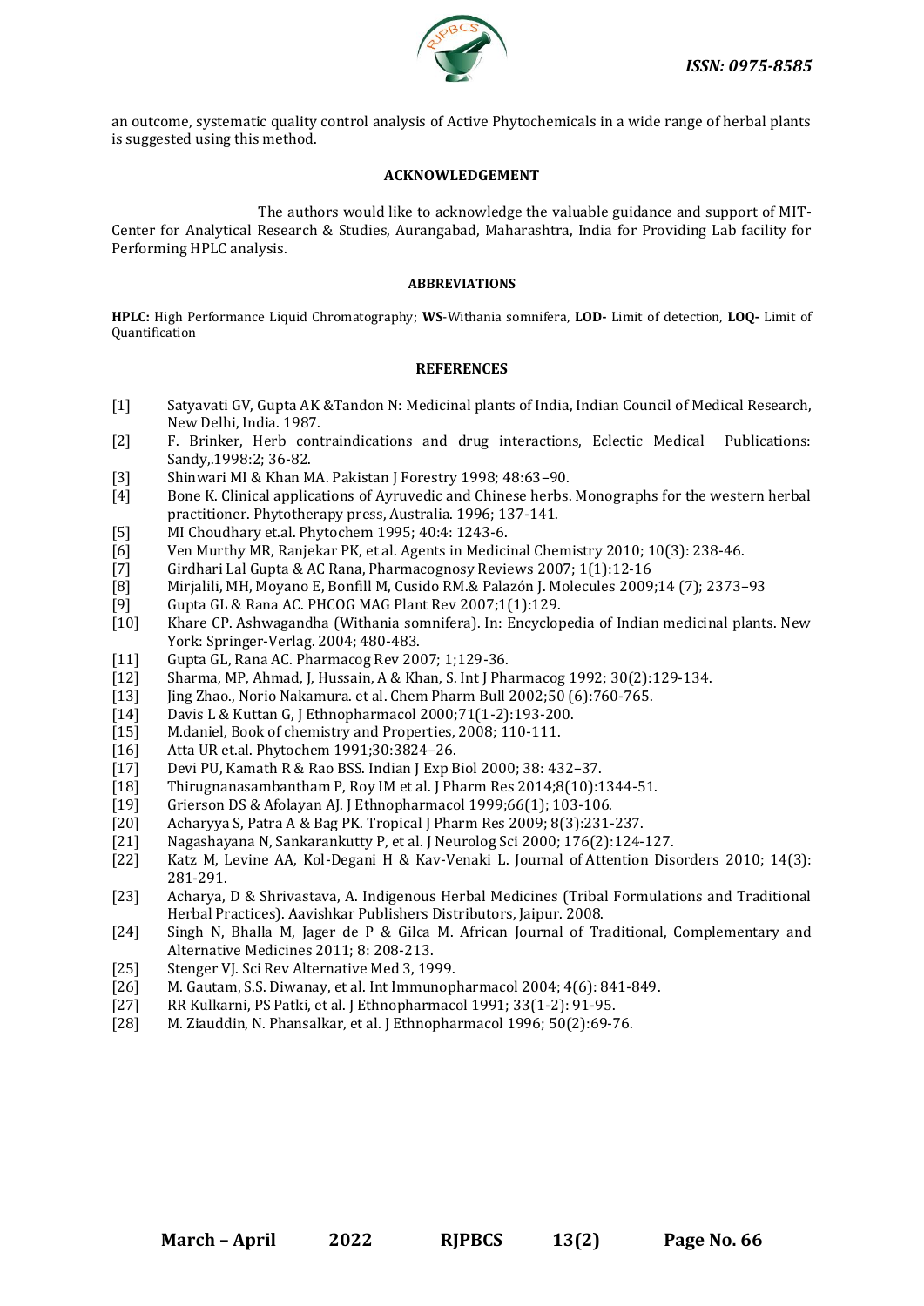an outcome, systematic quality control analysis of Active Phytochemicals in a wide range of herbal plants is suggested using this method.

## ACKNOWLEDGEMENT

The authors would like to acknowledge the valuable guidance and support of MIT-Center for Analytical Research & Studies, Aurangabad, Maharashtra, India for Providing Lab facility for Performing HPLC analysis.

## ABBREVIATIONS

**HPLC:** High Performance Liquid Chromatography; **WS**-Withania somnifera, **LOD-** Limit of detection, **LOQ-** Limit of Quantification

## REFERENCES

[1] Satyavati GV, Gupta AK &Tandon N: Medicinal plants of India, Indian Council of Medical Research, New Delhi, India. 1987.
[2] F. Brinker, Herb contraindications and drug interactions, Eclectic Medical Publications: Sandy,.1998:2; 36-82.
[3] Shinwari MI & Khan MA. Pakistan J Forestry 1998; 48:63–90.
[4] Bone K. Clinical applications of Ayruvedic and Chinese herbs. Monographs for the western herbal practitioner. Phytotherapy press, Australia. 1996; 137-141.
[5] MI Choudhary et.al. Phytochem 1995; 40:4: 1243-6.
[6] Ven Murthy MR, Ranjekar PK, et al. Agents in Medicinal Chemistry 2010; 10(3): 238-46.
[7] Girdhari Lal Gupta & AC Rana, Pharmacognosy Reviews 2007; 1(1):12-16
[8] Mirjalili, MH, Moyano E, Bonfill M, Cusido RM.& Palazón J. Molecules 2009;14 (7); 2373–93
[9] Gupta GL & Rana AC. PHCOG MAG Plant Rev 2007;1(1):129.
[10] Khare CP. Ashwagandha (Withania somnifera). In: Encyclopedia of Indian medicinal plants. New York: Springer-Verlag. 2004; 480-483.
[11] Gupta GL, Rana AC. Pharmacog Rev 2007; 1;129-36.
[12] Sharma, MP, Ahmad, J, Hussain, A & Khan, S. Int J Pharmacog 1992; 30(2):129-134.
[13] Jing Zhao., Norio Nakamura. et al. Chem Pharm Bull 2002;50 (6):760-765.
[14] Davis L & Kuttan G, J Ethnopharmacol 2000;71(1-2):193-200.
[15] M.daniel, Book of chemistry and Properties, 2008; 110-111.
[16] Atta UR et.al. Phytochem 1991;30:3824–26.
[17] Devi PU, Kamath R & Rao BSS. Indian J Exp Biol 2000; 38: 432–37.
[18] Thirugnanasambantham P, Roy IM et al. J Pharm Res 2014;8(10):1344-51.
[19] Grierson DS & Afolayan AJ. J Ethnopharmacol 1999;66(1); 103-106.
[20] Acharyya S, Patra A & Bag PK. Tropical J Pharm Res 2009; 8(3):231-237.
[21] Nagashayana N, Sankarankutty P, et al. J Neurolog Sci 2000; 176(2):124-127.
[22] Katz M, Levine AA, Kol-Degani H & Kav-Venaki L. Journal of Attention Disorders 2010; 14(3): 281-291.
[23] Acharya, D & Shrivastava, A. Indigenous Herbal Medicines (Tribal Formulations and Traditional Herbal Practices). Aavishkar Publishers Distributors, Jaipur. 2008.
[24] Singh N, Bhalla M, Jager de P & Gilca M. African Journal of Traditional, Complementary and Alternative Medicines 2011; 8: 208-213.
[25] Stenger VJ. Sci Rev Alternative Med 3, 1999.
[26] M. Gautam, S.S. Diwanay, et al. Int Immunopharmacol 2004; 4(6): 841-849.
[27] RR Kulkarni, PS Patki, et al. J Ethnopharmacol 1991; 33(1-2): 91-95.
[28] M. Ziauddin, N. Phansalkar, et al. J Ethnopharmacol 1996; 50(2):69-76.